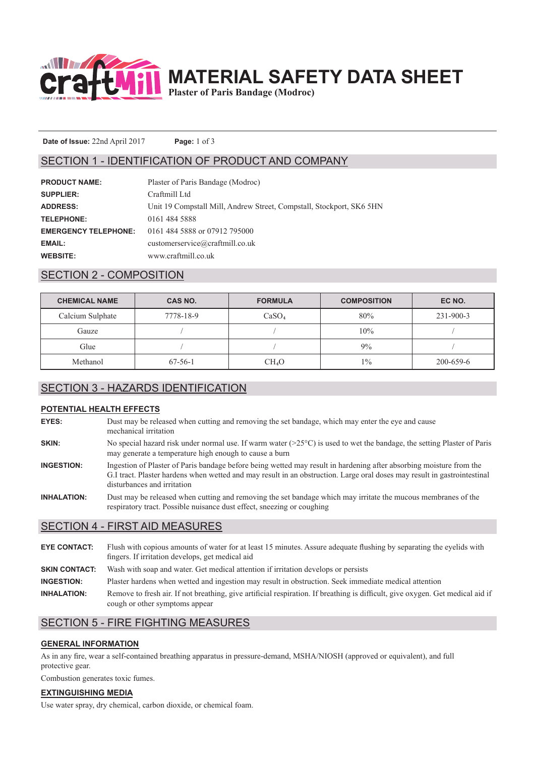# MATERIAL SAFETY DATA SHEET

**Plaster of Paris Bandage (Modroc)**

**Date of Issue:** 22nd April 2017

## SECTION 1 - IDENTIFICATION OF PRODUCT AND COMPANY

| | |
|---|---|
| **PRODUCT NAME:** | Plaster of Paris Bandage (Modroc) |
| **SUPPLIER:** | Craftmill Ltd |
| **ADDRESS:** | Unit 19 Compstall Mill, Andrew Street, Compstall, Stockport, SK6 5HN |
| **TELEPHONE:** | 0161 484 5888 |
| **EMERGENCY TELEPHONE:** | 0161 484 5888 or 07912 795000 |
| **EMAIL:** | customerservice@craftmill.co.uk |
| **WEBSITE:** | www.craftmill.co.uk |

## SECTION 2 - COMPOSITION

| CHEMICAL NAME | CAS NO. | FORMULA | COMPOSITION | EC NO. |
|---|---|---|---|---|
| Calcium Sulphate | 7778-18-9 | $CaSO_4$ | 80% | 231-900-3 |
| Gauze | / | / | 10% | / |
| Glue | / | / | 9% | / |
| Methanol | 67-56-1 | $CH_4O$ | 1% | 200-659-6 |

## SECTION 3 - HAZARDS IDENTIFICATION

### POTENTIAL HEALTH EFFECTS

**EYES:** Dust may be released when cutting and removing the set bandage, which may enter the eye and cause mechanical irritation

**SKIN:** No special hazard risk under normal use. If warm water (>25°C) is used to wet the bandage, the setting Plaster of Paris may generate a temperature high enough to cause a burn

**INGESTION:** Ingestion of Plaster of Paris bandage before being wetted may result in hardening after absorbing moisture from the G.I tract. Plaster hardens when wetted and may result in an obstruction. Large oral doses may result in gastrointestinal disturbances and irritation

**INHALATION:** Dust may be released when cutting and removing the set bandage which may irritate the mucous membranes of the respiratory tract. Possible nuisance dust effect, sneezing or coughing

## SECTION 4 - FIRST AID MEASURES

**EYE CONTACT:** Flush with copious amounts of water for at least 15 minutes. Assure adequate flushing by separating the eyelids with fingers. If irritation develops, get medical aid

**SKIN CONTACT:** Wash with soap and water. Get medical attention if irritation develops or persists

**INGESTION:** Plaster hardens when wetted and ingestion may result in obstruction. Seek immediate medical attention

**INHALATION:** Remove to fresh air. If not breathing, give artificial respiration. If breathing is difficult, give oxygen. Get medical aid if cough or other symptoms appear

## SECTION 5 - FIRE FIGHTING MEASURES

### GENERAL INFORMATION

As in any fire, wear a self-contained breathing apparatus in pressure-demand, MSHA/NIOSH (approved or equivalent), and full protective gear.

Combustion generates toxic fumes.

### EXTINGUISHING MEDIA

Use water spray, dry chemical, carbon dioxide, or chemical foam.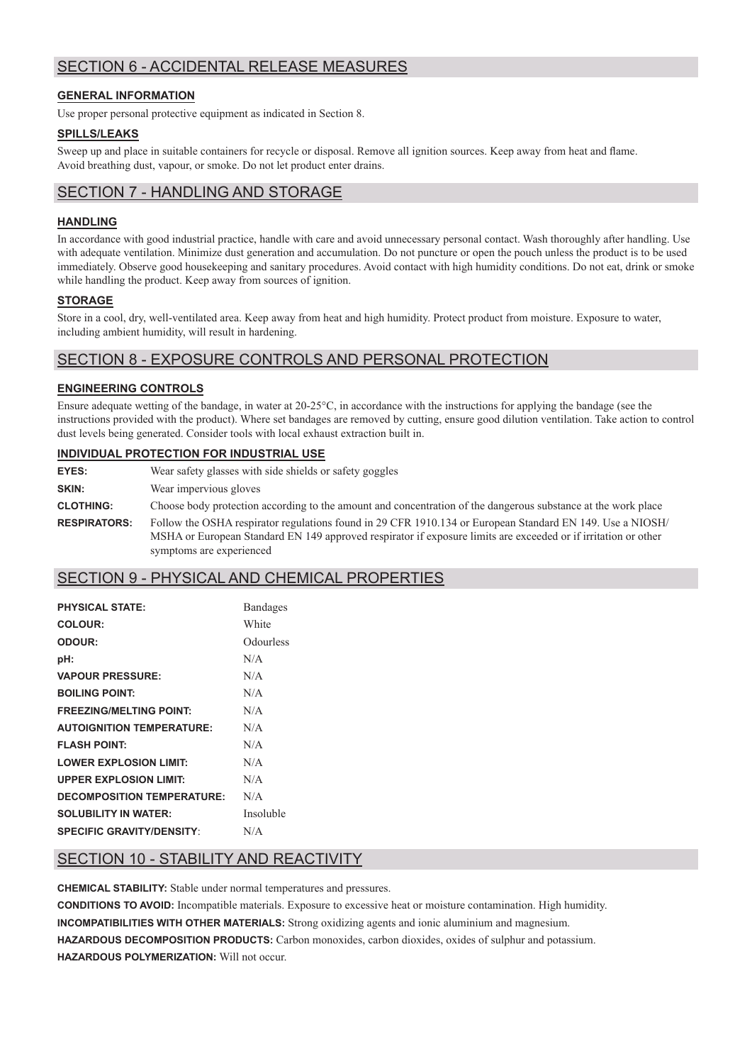## SECTION 6 - ACCIDENTAL RELEASE MEASURES

### GENERAL INFORMATION

Use proper personal protective equipment as indicated in Section 8.

### SPILLS/LEAKS

Sweep up and place in suitable containers for recycle or disposal. Remove all ignition sources. Keep away from heat and flame. Avoid breathing dust, vapour, or smoke. Do not let product enter drains.

## SECTION 7 - HANDLING AND STORAGE

### HANDLING

In accordance with good industrial practice, handle with care and avoid unnecessary personal contact. Wash thoroughly after handling. Use with adequate ventilation. Minimize dust generation and accumulation. Do not puncture or open the pouch unless the product is to be used immediately. Observe good housekeeping and sanitary procedures. Avoid contact with high humidity conditions. Do not eat, drink or smoke while handling the product. Keep away from sources of ignition.

### STORAGE

Store in a cool, dry, well-ventilated area. Keep away from heat and high humidity. Protect product from moisture. Exposure to water, including ambient humidity, will result in hardening.

## SECTION 8 - EXPOSURE CONTROLS AND PERSONAL PROTECTION

### ENGINEERING CONTROLS

Ensure adequate wetting of the bandage, in water at 20-25°C, in accordance with the instructions for applying the bandage (see the instructions provided with the product). Where set bandages are removed by cutting, ensure good dilution ventilation. Take action to control dust levels being generated. Consider tools with local exhaust extraction built in.

### INDIVIDUAL PROTECTION FOR INDUSTRIAL USE

**EYES:** Wear safety glasses with side shields or safety goggles

**SKIN:** Wear impervious gloves

**CLOTHING:** Choose body protection according to the amount and concentration of the dangerous substance at the work place

**RESPIRATORS:** Follow the OSHA respirator regulations found in 29 CFR 1910.134 or European Standard EN 149. Use a NIOSH/ MSHA or European Standard EN 149 approved respirator if exposure limits are exceeded or if irritation or other symptoms are experienced

## SECTION 9 - PHYSICAL AND CHEMICAL PROPERTIES

| | |
|---|---|
| **PHYSICAL STATE:** | Bandages |
| **COLOUR:** | White |
| **ODOUR:** | Odourless |
| **pH:** | N/A |
| **VAPOUR PRESSURE:** | N/A |
| **BOILING POINT:** | N/A |
| **FREEZING/MELTING POINT:** | N/A |
| **AUTOIGNITION TEMPERATURE:** | N/A |
| **FLASH POINT:** | N/A |
| **LOWER EXPLOSION LIMIT:** | N/A |
| **UPPER EXPLOSION LIMIT:** | N/A |
| **DECOMPOSITION TEMPERATURE:** | N/A |
| **SOLUBILITY IN WATER:** | Insoluble |
| **SPECIFIC GRAVITY/DENSITY:** | N/A |

## SECTION 10 - STABILITY AND REACTIVITY

**CHEMICAL STABILITY:** Stable under normal temperatures and pressures.

**CONDITIONS TO AVOID:** Incompatible materials. Exposure to excessive heat or moisture contamination. High humidity.

**INCOMPATIBILITIES WITH OTHER MATERIALS:** Strong oxidizing agents and ionic aluminium and magnesium.

**HAZARDOUS DECOMPOSITION PRODUCTS:** Carbon monoxides, carbon dioxides, oxides of sulphur and potassium.

**HAZARDOUS POLYMERIZATION:** Will not occur.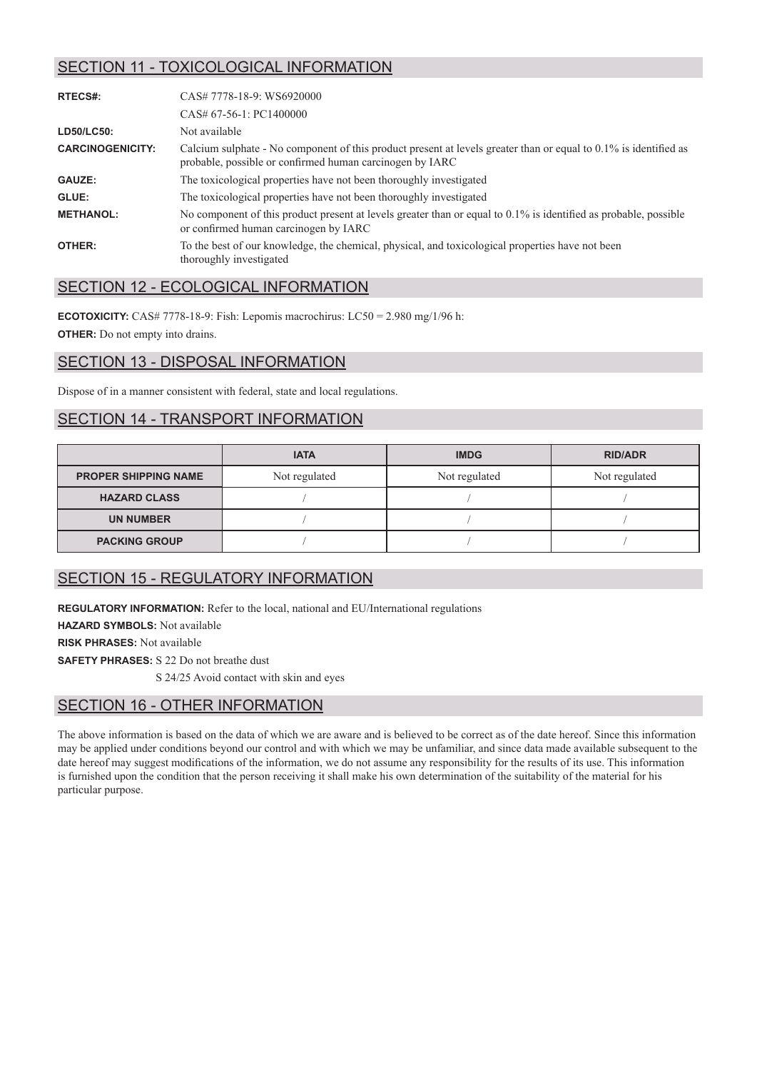## SECTION 11 - TOXICOLOGICAL INFORMATION

**RTECS#:** CAS# 7778-18-9: WS6920000

CAS# 67-56-1: PC1400000

**LD50/LC50:** Not available

**CARCINOGENICITY:** Calcium sulphate - No component of this product present at levels greater than or equal to 0.1% is identified as probable, possible or confirmed human carcinogen by IARC

**GAUZE:** The toxicological properties have not been thoroughly investigated

**GLUE:** The toxicological properties have not been thoroughly investigated

**METHANOL:** No component of this product present at levels greater than or equal to 0.1% is identified as probable, possible or confirmed human carcinogen by IARC

**OTHER:** To the best of our knowledge, the chemical, physical, and toxicological properties have not been thoroughly investigated

## SECTION 12 - ECOLOGICAL INFORMATION

**ECOTOXICITY:** CAS# 7778-18-9: Fish: Lepomis macrochirus: LC50 = 2.980 mg/1/96 h:

**OTHER:** Do not empty into drains.

## SECTION 13 - DISPOSAL INFORMATION

Dispose of in a manner consistent with federal, state and local regulations.

## SECTION 14 - TRANSPORT INFORMATION

| | IATA | IMDG | RID/ADR |
|---|---|---|---|
| PROPER SHIPPING NAME | Not regulated | Not regulated | Not regulated |
| HAZARD CLASS | / | / | / |
| UN NUMBER | / | / | / |
| PACKING GROUP | / | / | / |

## SECTION 15 - REGULATORY INFORMATION

**REGULATORY INFORMATION:** Refer to the local, national and EU/International regulations

**HAZARD SYMBOLS:** Not available

**RISK PHRASES:** Not available

**SAFETY PHRASES:** S 22 Do not breathe dust

S 24/25 Avoid contact with skin and eyes

## SECTION 16 - OTHER INFORMATION

The above information is based on the data of which we are aware and is believed to be correct as of the date hereof. Since this information may be applied under conditions beyond our control and with which we may be unfamiliar, and since data made available subsequent to the date hereof may suggest modifications of the information, we do not assume any responsibility for the results of its use. This information is furnished upon the condition that the person receiving it shall make his own determination of the suitability of the material for his particular purpose.